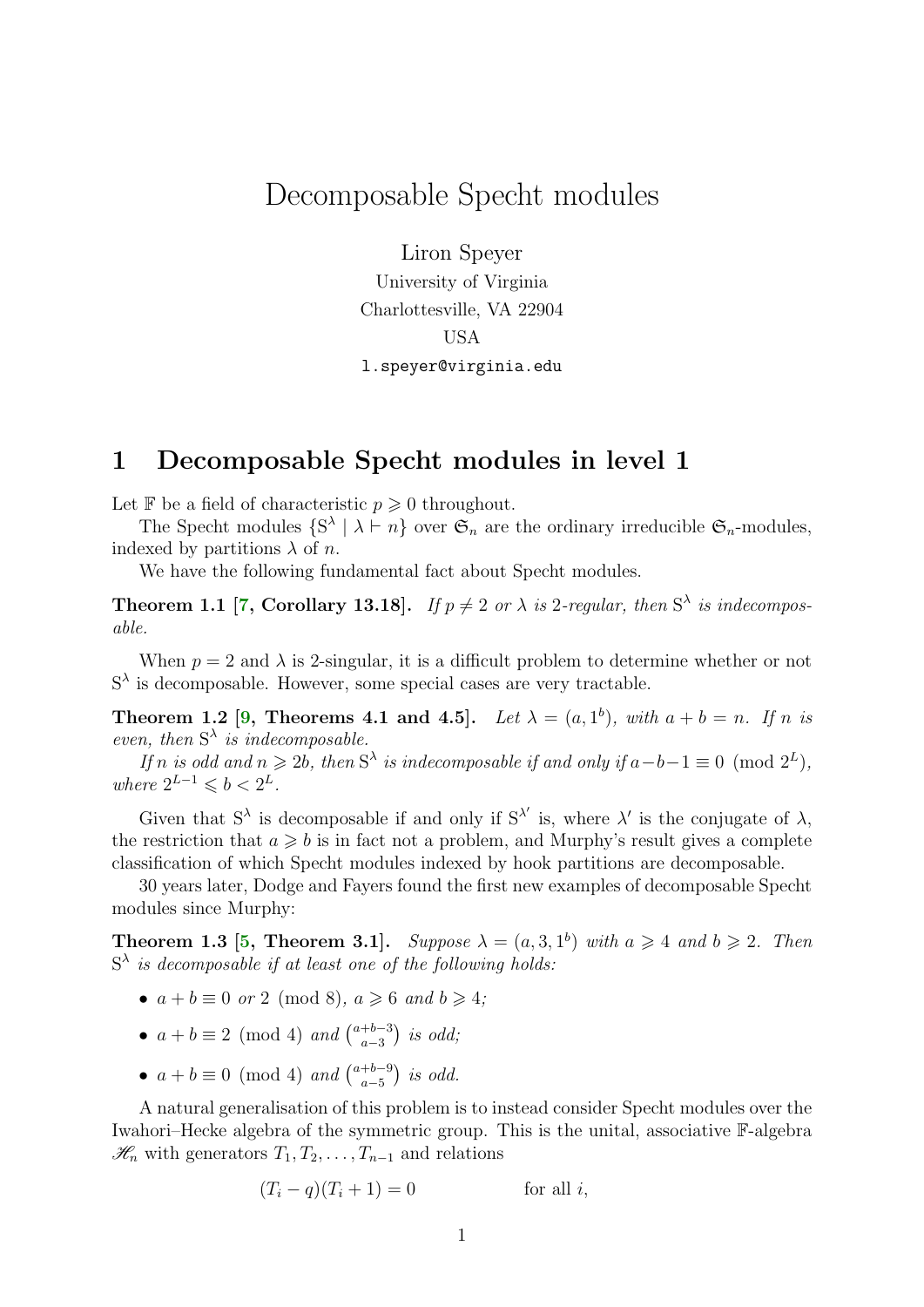# Decomposable Specht modules

Liron Speyer
University of Virginia
Charlottesville, VA 22904
USA
l.speyer@virginia.edu

## 1 Decomposable Specht modules in level 1

Let $\mathbb{F}$ be a field of characteristic $p \geqslant 0$ throughout.

The Specht modules $\{\mathrm{S}^\lambda \mid \lambda \vdash n\}$ over $\mathfrak{S}_n$ are the ordinary irreducible $\mathfrak{S}_n$-modules, indexed by partitions $\lambda$ of $n$.

We have the following fundamental fact about Specht modules.

**Theorem 1.1 [7, Corollary 13.18].** *If $p \neq 2$ or $\lambda$ is 2-regular, then $\mathrm{S}^\lambda$ is indecomposable.*

When $p = 2$ and $\lambda$ is 2-singular, it is a difficult problem to determine whether or not $\mathrm{S}^\lambda$ is decomposable. However, some special cases are very tractable.

**Theorem 1.2 [9, Theorems 4.1 and 4.5].** *Let $\lambda = (a, 1^b)$, with $a + b = n$. If $n$ is even, then $\mathrm{S}^\lambda$ is indecomposable.*

*If $n$ is odd and $n \geqslant 2b$, then $\mathrm{S}^\lambda$ is indecomposable if and only if $a - b - 1 \equiv 0 \pmod{2^L}$, where $2^{L-1} \leqslant b < 2^L$.*

Given that $\mathrm{S}^\lambda$ is decomposable if and only if $\mathrm{S}^{\lambda'}$ is, where $\lambda'$ is the conjugate of $\lambda$, the restriction that $a \geqslant b$ is in fact not a problem, and Murphy's result gives a complete classification of which Specht modules indexed by hook partitions are decomposable.

30 years later, Dodge and Fayers found the first new examples of decomposable Specht modules since Murphy:

**Theorem 1.3 [5, Theorem 3.1].** *Suppose $\lambda = (a, 3, 1^b)$ with $a \geqslant 4$ and $b \geqslant 2$. Then $\mathrm{S}^\lambda$ is decomposable if at least one of the following holds:*

- *$a + b \equiv 0$ or $2 \pmod 8$, $a \geqslant 6$ and $b \geqslant 4$;*
- *$a + b \equiv 2 \pmod 4$ and $\binom{a+b-3}{a-3}$ is odd;*
- *$a + b \equiv 0 \pmod 4$ and $\binom{a+b-9}{a-5}$ is odd.*

A natural generalisation of this problem is to instead consider Specht modules over the Iwahori–Hecke algebra of the symmetric group. This is the unital, associative $\mathbb{F}$-algebra $\mathscr{H}_n$ with generators $T_1, T_2, \dots, T_{n-1}$ and relations

$$(T_i - q)(T_i + 1) = 0 \qquad \text{for all } i,$$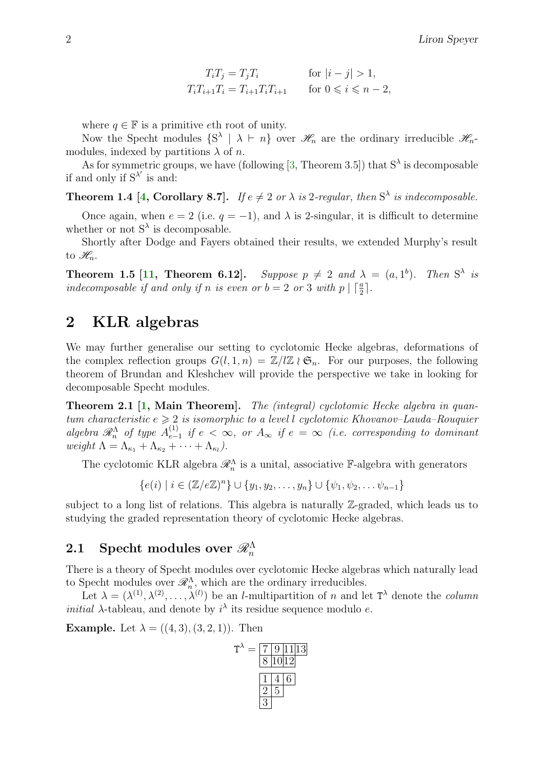$$T_iT_j = T_jT_i \qquad \text{for } |i-j| > 1,$$
$$T_iT_{i+1}T_i = T_{i+1}T_iT_{i+1} \qquad \text{for } 0 \leqslant i \leqslant n-2,$$

where $q \in \mathbb{F}$ is a primitive $e$th root of unity.

Now the Specht modules $\{\mathrm{S}^\lambda \mid \lambda \vdash n\}$ over $\mathscr{H}_n$ are the ordinary irreducible $\mathscr{H}_n$-modules, indexed by partitions $\lambda$ of $n$.

As for symmetric groups, we have (following [3, Theorem 3.5]) that $\mathrm{S}^\lambda$ is decomposable if and only if $\mathrm{S}^{\lambda'}$ is and:

**Theorem 1.4 [4, Corollary 8.7].** *If $e \neq 2$ or $\lambda$ is 2-regular, then $\mathrm{S}^\lambda$ is indecomposable.*

Once again, when $e = 2$ (i.e. $q = -1$), and $\lambda$ is 2-singular, it is difficult to determine whether or not $\mathrm{S}^\lambda$ is decomposable.

Shortly after Dodge and Fayers obtained their results, we extended Murphy's result to $\mathscr{H}_n$.

**Theorem 1.5 [11, Theorem 6.12].** *Suppose $p \neq 2$ and $\lambda = (a, 1^b)$. Then $\mathrm{S}^\lambda$ is indecomposable if and only if $n$ is even or $b = 2$ or $3$ with $p \mid \lceil \frac{a}{2} \rceil$.*

## 2 KLR algebras

We may further generalise our setting to cyclotomic Hecke algebras, deformations of the complex reflection groups $G(l, 1, n) = \mathbb{Z}/l\mathbb{Z} \wr \mathfrak{S}_n$. For our purposes, the following theorem of Brundan and Kleshchev will provide the perspective we take in looking for decomposable Specht modules.

**Theorem 2.1 [1, Main Theorem].** *The (integral) cyclotomic Hecke algebra in quantum characteristic $e \geqslant 2$ is isomorphic to a level $l$ cyclotomic Khovanov–Lauda–Rouquier algebra $\mathscr{R}_n^\Lambda$ of type $A_{e-1}^{(1)}$ if $e < \infty$, or $A_\infty$ if $e = \infty$ (i.e. corresponding to dominant weight $\Lambda = \Lambda_{\kappa_1} + \Lambda_{\kappa_2} + \cdots + \Lambda_{\kappa_l}$).*

The cyclotomic KLR algebra $\mathscr{R}_n^\Lambda$ is a unital, associative $\mathbb{F}$-algebra with generators

$$\{e(i) \mid i \in (\mathbb{Z}/e\mathbb{Z})^n\} \cup \{y_1, y_2, \ldots, y_n\} \cup \{\psi_1, \psi_2, \ldots \psi_{n-1}\}$$

subject to a long list of relations. This algebra is naturally $\mathbb{Z}$-graded, which leads us to studying the graded representation theory of cyclotomic Hecke algebras.

### 2.1 Specht modules over $\mathscr{R}_n^\Lambda$

There is a theory of Specht modules over cyclotomic Hecke algebras which naturally lead to Specht modules over $\mathscr{R}_n^\Lambda$, which are the ordinary irreducibles.

Let $\lambda = (\lambda^{(1)}, \lambda^{(2)}, \ldots, \lambda^{(l)})$ be an $l$-multipartition of $n$ and let $\mathtt{T}^\lambda$ denote the *column initial* $\lambda$-tableau, and denote by $i^\lambda$ its residue sequence modulo $e$.

**Example.** Let $\lambda = ((4,3),(3,2,1))$. Then

$$\mathtt{T}^\lambda = \begin{array}{l} \begin{array}{|c|c|c|c|}\hline 7 & 9 & 11 & 13 \\ \hline 8 & 10 & 12 \\ \cline{1-3}\end{array} \\ \\ \begin{array}{|c|c|c|}\hline 1 & 4 & 6 \\ \hline 2 & 5 \\ \cline{1-2} 3 \\ \cline{1-1}\end{array} \end{array}$$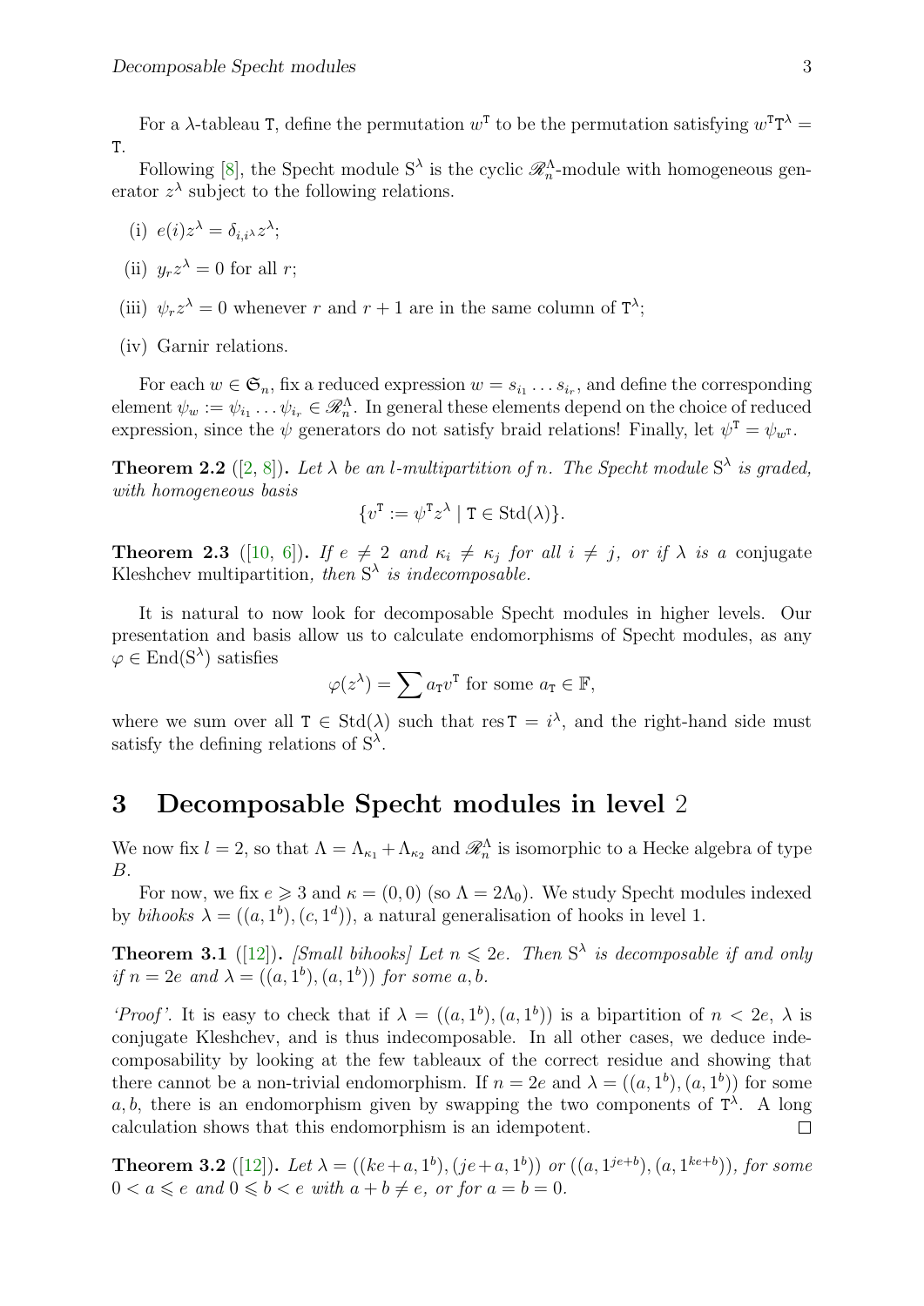For a $\lambda$-tableau $\mathtt{T}$, define the permutation $w^{\mathtt{T}}$ to be the permutation satisfying $w^{\mathtt{T}}\mathtt{T}^{\lambda} = \mathtt{T}$.

Following [8], the Specht module $\mathrm{S}^{\lambda}$ is the cyclic $\mathscr{R}_n^{\Lambda}$-module with homogeneous generator $z^{\lambda}$ subject to the following relations.

(i) $e(i)z^{\lambda} = \delta_{i,i^{\lambda}} z^{\lambda}$;

(ii) $y_r z^{\lambda} = 0$ for all $r$;

(iii) $\psi_r z^{\lambda} = 0$ whenever $r$ and $r+1$ are in the same column of $\mathtt{T}^{\lambda}$;

(iv) Garnir relations.

For each $w \in \mathfrak{S}_n$, fix a reduced expression $w = s_{i_1} \dots s_{i_r}$, and define the corresponding element $\psi_w := \psi_{i_1} \dots \psi_{i_r} \in \mathscr{R}_n^{\Lambda}$. In general these elements depend on the choice of reduced expression, since the $\psi$ generators do not satisfy braid relations! Finally, let $\psi^{\mathtt{T}} = \psi_{w^{\mathtt{T}}}$.

**Theorem 2.2** ([2, 8])**.** *Let $\lambda$ be an $l$-multipartition of $n$. The Specht module $\mathrm{S}^{\lambda}$ is graded, with homogeneous basis*

$$\{v^{\mathtt{T}} := \psi^{\mathtt{T}} z^{\lambda} \mid \mathtt{T} \in \mathrm{Std}(\lambda)\}.$$

**Theorem 2.3** ([10, 6])**.** *If $e \neq 2$ and $\kappa_i \neq \kappa_j$ for all $i \neq j$, or if $\lambda$ is a* conjugate Kleshchev multipartition*, then $\mathrm{S}^{\lambda}$ is indecomposable.*

It is natural to now look for decomposable Specht modules in higher levels. Our presentation and basis allow us to calculate endomorphisms of Specht modules, as any $\varphi \in \mathrm{End}(\mathrm{S}^{\lambda})$ satisfies

$$\varphi(z^{\lambda}) = \sum a_{\mathtt{T}} v^{\mathtt{T}} \text{ for some } a_{\mathtt{T}} \in \mathbb{F},$$

where we sum over all $\mathtt{T} \in \mathrm{Std}(\lambda)$ such that $\operatorname{res} \mathtt{T} = i^{\lambda}$, and the right-hand side must satisfy the defining relations of $\mathrm{S}^{\lambda}$.

## 3 Decomposable Specht modules in level 2

We now fix $l = 2$, so that $\Lambda = \Lambda_{\kappa_1} + \Lambda_{\kappa_2}$ and $\mathscr{R}_n^{\Lambda}$ is isomorphic to a Hecke algebra of type $B$.

For now, we fix $e \geqslant 3$ and $\kappa = (0,0)$ (so $\Lambda = 2\Lambda_0$). We study Specht modules indexed by *bihooks* $\lambda = ((a, 1^b), (c, 1^d))$, a natural generalisation of hooks in level 1.

**Theorem 3.1** ([12])**.** *[Small bihooks] Let $n \leqslant 2e$. Then $\mathrm{S}^{\lambda}$ is decomposable if and only if $n = 2e$ and $\lambda = ((a, 1^b), (a, 1^b))$ for some $a, b$.*

*'Proof'.* It is easy to check that if $\lambda = ((a, 1^b), (a, 1^b))$ is a bipartition of $n < 2e$, $\lambda$ is conjugate Kleshchev, and is thus indecomposable. In all other cases, we deduce indecomposability by looking at the few tableaux of the correct residue and showing that there cannot be a non-trivial endomorphism. If $n = 2e$ and $\lambda = ((a, 1^b), (a, 1^b))$ for some $a, b$, there is an endomorphism given by swapping the two components of $\mathtt{T}^{\lambda}$. A long calculation shows that this endomorphism is an idempotent. $\square$

**Theorem 3.2** ([12])**.** *Let $\lambda = ((ke+a, 1^b), (je+a, 1^b))$ or $((a, 1^{je+b}), (a, 1^{ke+b}))$, for some $0 < a \leqslant e$ and $0 \leqslant b < e$ with $a + b \neq e$, or for $a = b = 0$.*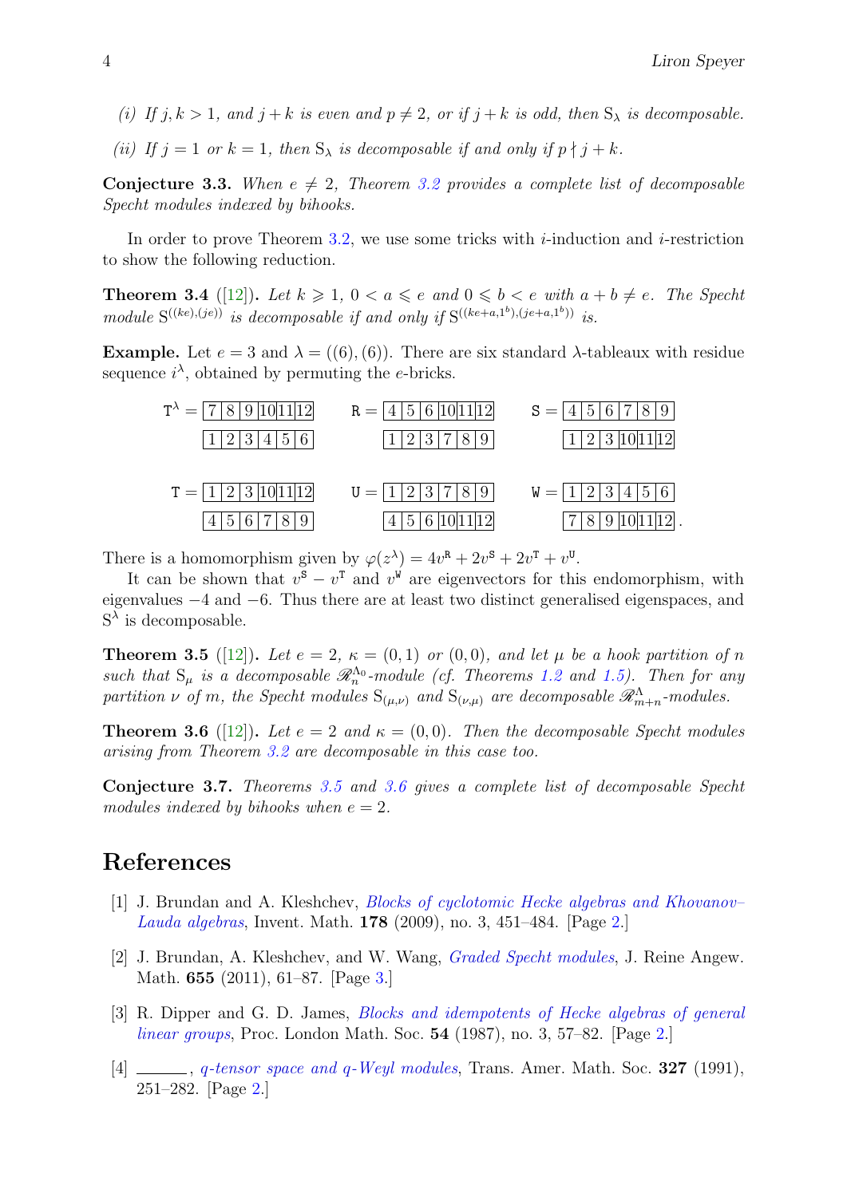*(i) If $j, k > 1$, and $j + k$ is even and $p \neq 2$, or if $j + k$ is odd, then $\mathrm{S}_\lambda$ is decomposable.*

*(ii) If $j = 1$ or $k = 1$, then $\mathrm{S}_\lambda$ is decomposable if and only if $p \nmid j + k$.*

**Conjecture 3.3.** *When $e \neq 2$, Theorem 3.2 provides a complete list of decomposable Specht modules indexed by bihooks.*

In order to prove Theorem 3.2, we use some tricks with $i$-induction and $i$-restriction to show the following reduction.

**Theorem 3.4** ([12])**.** *Let $k \geqslant 1$, $0 < a \leqslant e$ and $0 \leqslant b < e$ with $a + b \neq e$. The Specht module $\mathrm{S}^{((ke),(je))}$ is decomposable if and only if $\mathrm{S}^{((ke+a,1^b),(je+a,1^b))}$ is.*

**Example.** Let $e = 3$ and $\lambda = ((6),(6))$. There are six standard $\lambda$-tableaux with residue sequence $i^\lambda$, obtained by permuting the $e$-bricks.

$$\mathtt{T}^\lambda = \begin{array}{|c|c|c|c|c|c|}\hline 7&8&9&10&11&12\\\hline\end{array}\ \begin{array}{|c|c|c|c|c|c|}\hline 1&2&3&4&5&6\\\hline\end{array} \qquad \mathtt{R} = \begin{array}{|c|c|c|c|c|c|}\hline 4&5&6&10&11&12\\\hline\end{array}\ \begin{array}{|c|c|c|c|c|c|}\hline 1&2&3&7&8&9\\\hline\end{array} \qquad \mathtt{S} = \begin{array}{|c|c|c|c|c|c|}\hline 4&5&6&7&8&9\\\hline\end{array}\ \begin{array}{|c|c|c|c|c|c|}\hline 1&2&3&10&11&12\\\hline\end{array}$$

$$\mathtt{T} = \begin{array}{|c|c|c|c|c|c|}\hline 1&2&3&10&11&12\\\hline\end{array}\ \begin{array}{|c|c|c|c|c|c|}\hline 4&5&6&7&8&9\\\hline\end{array} \qquad \mathtt{U} = \begin{array}{|c|c|c|c|c|c|}\hline 1&2&3&7&8&9\\\hline\end{array}\ \begin{array}{|c|c|c|c|c|c|}\hline 4&5&6&10&11&12\\\hline\end{array} \qquad \mathtt{W} = \begin{array}{|c|c|c|c|c|c|}\hline 1&2&3&4&5&6\\\hline\end{array}\ \begin{array}{|c|c|c|c|c|c|}\hline 7&8&9&10&11&12\\\hline\end{array}.$$

There is a homomorphism given by $\varphi(z^\lambda) = 4v^{\mathtt{R}} + 2v^{\mathtt{S}} + 2v^{\mathtt{T}} + v^{\mathtt{U}}$.

It can be shown that $v^{\mathtt{S}} - v^{\mathtt{T}}$ and $v^{\mathtt{W}}$ are eigenvectors for this endomorphism, with eigenvalues $-4$ and $-6$. Thus there are at least two distinct generalised eigenspaces, and $\mathrm{S}^\lambda$ is decomposable.

**Theorem 3.5** ([12])**.** *Let $e = 2$, $\kappa = (0,1)$ or $(0,0)$, and let $\mu$ be a hook partition of $n$ such that $\mathrm{S}_\mu$ is a decomposable $\mathscr{R}_n^{\Lambda_0}$-module (cf. Theorems 1.2 and 1.5). Then for any partition $\nu$ of $m$, the Specht modules $\mathrm{S}_{(\mu,\nu)}$ and $\mathrm{S}_{(\nu,\mu)}$ are decomposable $\mathscr{R}_{m+n}^{\Lambda}$-modules.*

**Theorem 3.6** ([12])**.** *Let $e = 2$ and $\kappa = (0,0)$. Then the decomposable Specht modules arising from Theorem 3.2 are decomposable in this case too.*

**Conjecture 3.7.** *Theorems 3.5 and 3.6 gives a complete list of decomposable Specht modules indexed by bihooks when $e = 2$.*

# References

[1] J. Brundan and A. Kleshchev, *Blocks of cyclotomic Hecke algebras and Khovanov–Lauda algebras*, Invent. Math. **178** (2009), no. 3, 451–484. [Page 2.]

[2] J. Brundan, A. Kleshchev, and W. Wang, *Graded Specht modules*, J. Reine Angew. Math. **655** (2011), 61–87. [Page 3.]

[3] R. Dipper and G. D. James, *Blocks and idempotents of Hecke algebras of general linear groups*, Proc. London Math. Soc. **54** (1987), no. 3, 57–82. [Page 2.]

[4] ———, *q-tensor space and q-Weyl modules*, Trans. Amer. Math. Soc. **327** (1991), 251–282. [Page 2.]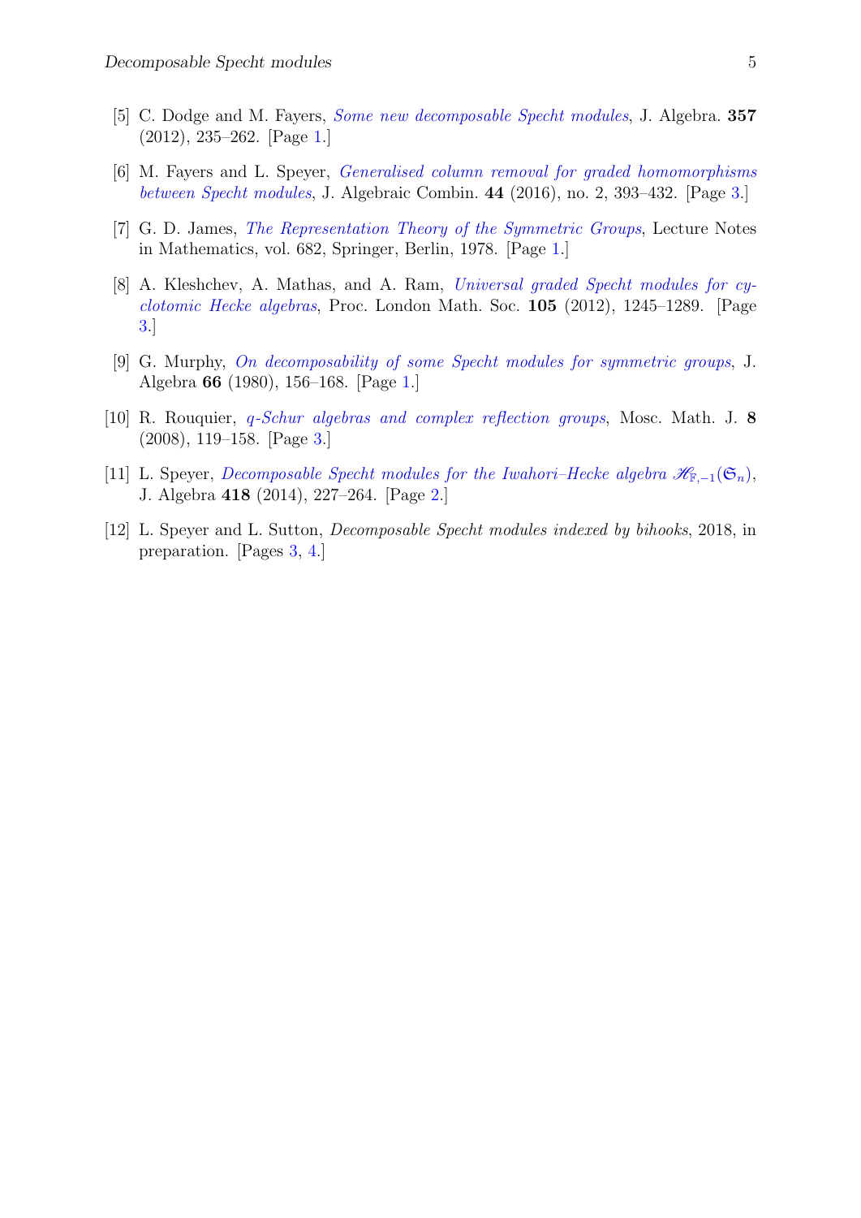[5] C. Dodge and M. Fayers, *Some new decomposable Specht modules*, J. Algebra. **357** (2012), 235–262. [Page 1.]

[6] M. Fayers and L. Speyer, *Generalised column removal for graded homomorphisms between Specht modules*, J. Algebraic Combin. **44** (2016), no. 2, 393–432. [Page 3.]

[7] G. D. James, *The Representation Theory of the Symmetric Groups*, Lecture Notes in Mathematics, vol. 682, Springer, Berlin, 1978. [Page 1.]

[8] A. Kleshchev, A. Mathas, and A. Ram, *Universal graded Specht modules for cyclotomic Hecke algebras*, Proc. London Math. Soc. **105** (2012), 1245–1289. [Page 3.]

[9] G. Murphy, *On decomposability of some Specht modules for symmetric groups*, J. Algebra **66** (1980), 156–168. [Page 1.]

[10] R. Rouquier, *q-Schur algebras and complex reflection groups*, Mosc. Math. J. **8** (2008), 119–158. [Page 3.]

[11] L. Speyer, *Decomposable Specht modules for the Iwahori–Hecke algebra $\mathscr{H}_{\mathbb{F},-1}(\mathfrak{S}_n)$*, J. Algebra **418** (2014), 227–264. [Page 2.]

[12] L. Speyer and L. Sutton, *Decomposable Specht modules indexed by bihooks*, 2018, in preparation. [Pages 3, 4.]